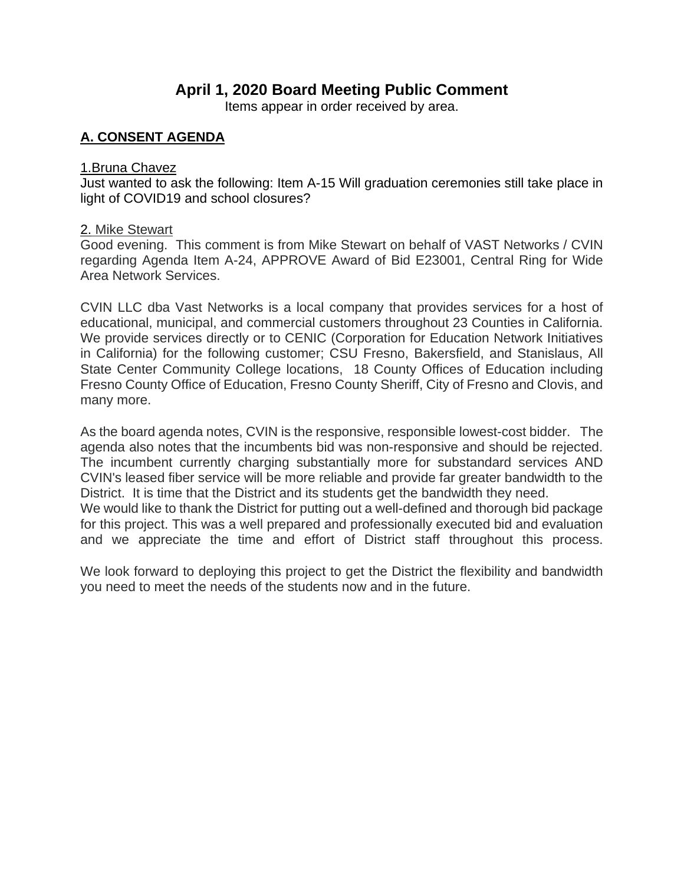# April 1, 2020 Board Meeting Public Comment

Items appear in order received by area.

## A. CONSENT AGENDA

1.Bruna Chavez

Just wanted to ask the following: Item A-15 Will graduation ceremonies still take place in light of COVID19 and school closures?

2. Mike Stewart

Good evening. This comment is from Mike Stewart on behalf of VAST Networks / CVIN regarding Agenda Item A-24, APPROVE Award of Bid E23001, Central Ring for Wide Area Network Services.

CVIN LLC dba Vast Networks is a local company that provides services for a host of educational, municipal, and commercial customers throughout 23 Counties in California. We provide services directly or to CENIC (Corporation for Education Network Initiatives in California) for the following customer; CSU Fresno, Bakersfield, and Stanislaus, All State Center Community College locations, 18 County Offices of Education including Fresno County Office of Education, Fresno County Sheriff, City of Fresno and Clovis, and many more.

As the board agenda notes, CVIN is the responsive, responsible lowest-cost bidder. The agenda also notes that the incumbents bid was non-responsive and should be rejected. The incumbent currently charging substantially more for substandard services AND CVIN's leased fiber service will be more reliable and provide far greater bandwidth to the District. It is time that the District and its students get the bandwidth they need.
We would like to thank the District for putting out a well-defined and thorough bid package for this project. This was a well prepared and professionally executed bid and evaluation and we appreciate the time and effort of District staff throughout this process.

We look forward to deploying this project to get the District the flexibility and bandwidth you need to meet the needs of the students now and in the future.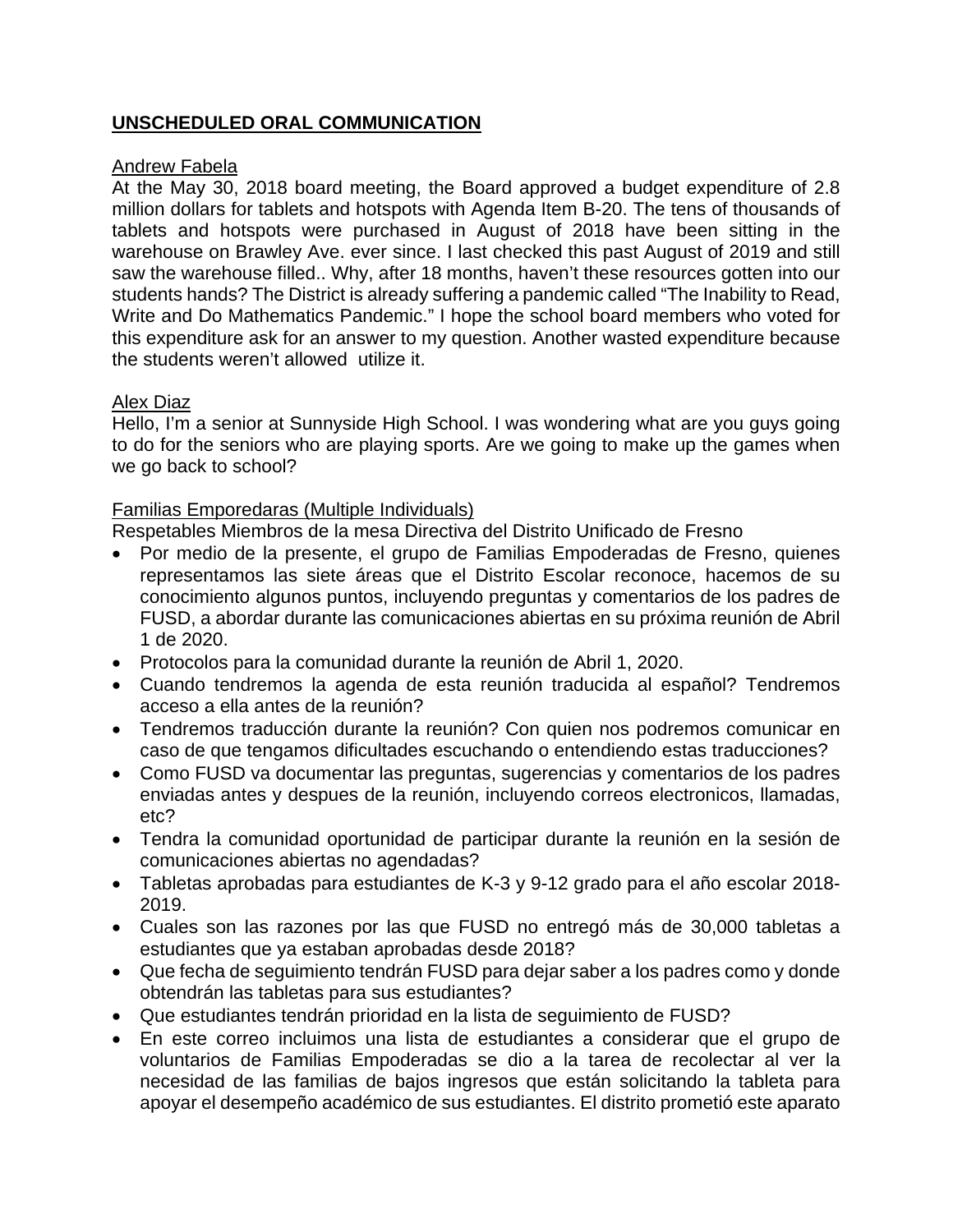**UNSCHEDULED ORAL COMMUNICATION**

Andrew Fabela

At the May 30, 2018 board meeting, the Board approved a budget expenditure of 2.8 million dollars for tablets and hotspots with Agenda Item B-20. The tens of thousands of tablets and hotspots were purchased in August of 2018 have been sitting in the warehouse on Brawley Ave. ever since. I last checked this past August of 2019 and still saw the warehouse filled.. Why, after 18 months, haven't these resources gotten into our students hands? The District is already suffering a pandemic called "The Inability to Read, Write and Do Mathematics Pandemic." I hope the school board members who voted for this expenditure ask for an answer to my question. Another wasted expenditure because the students weren't allowed utilize it.

Alex Diaz

Hello, I'm a senior at Sunnyside High School. I was wondering what are you guys going to do for the seniors who are playing sports. Are we going to make up the games when we go back to school?

Familias Emporedaras (Multiple Individuals)

Respetables Miembros de la mesa Directiva del Distrito Unificado de Fresno

- Por medio de la presente, el grupo de Familias Empoderadas de Fresno, quienes representamos las siete áreas que el Distrito Escolar reconoce, hacemos de su conocimiento algunos puntos, incluyendo preguntas y comentarios de los padres de FUSD, a abordar durante las comunicaciones abiertas en su próxima reunión de Abril 1 de 2020.
- Protocolos para la comunidad durante la reunión de Abril 1, 2020.
- Cuando tendremos la agenda de esta reunión traducida al español? Tendremos acceso a ella antes de la reunión?
- Tendremos traducción durante la reunión? Con quien nos podremos comunicar en caso de que tengamos dificultades escuchando o entendiendo estas traducciones?
- Como FUSD va documentar las preguntas, sugerencias y comentarios de los padres enviadas antes y despues de la reunión, incluyendo correos electronicos, llamadas, etc?
- Tendra la comunidad oportunidad de participar durante la reunión en la sesión de comunicaciones abiertas no agendadas?
- Tabletas aprobadas para estudiantes de K-3 y 9-12 grado para el año escolar 2018-2019.
- Cuales son las razones por las que FUSD no entregó más de 30,000 tabletas a estudiantes que ya estaban aprobadas desde 2018?
- Que fecha de seguimiento tendrán FUSD para dejar saber a los padres como y donde obtendrán las tabletas para sus estudiantes?
- Que estudiantes tendrán prioridad en la lista de seguimiento de FUSD?
- En este correo incluimos una lista de estudiantes a considerar que el grupo de voluntarios de Familias Empoderadas se dio a la tarea de recolectar al ver la necesidad de las familias de bajos ingresos que están solicitando la tableta para apoyar el desempeño académico de sus estudiantes. El distrito prometió este aparato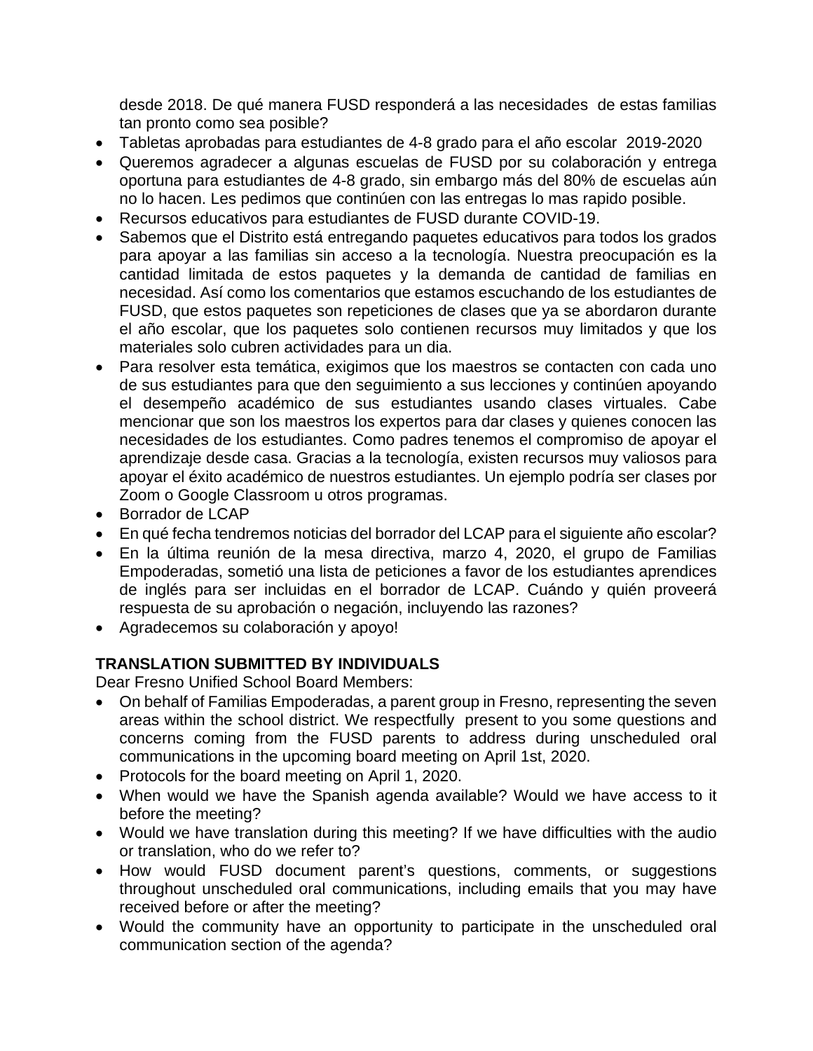desde 2018. De qué manera FUSD responderá a las necesidades de estas familias tan pronto como sea posible?

- Tabletas aprobadas para estudiantes de 4-8 grado para el año escolar 2019-2020
- Queremos agradecer a algunas escuelas de FUSD por su colaboración y entrega oportuna para estudiantes de 4-8 grado, sin embargo más del 80% de escuelas aún no lo hacen. Les pedimos que continúen con las entregas lo mas rapido posible.
- Recursos educativos para estudiantes de FUSD durante COVID-19.
- Sabemos que el Distrito está entregando paquetes educativos para todos los grados para apoyar a las familias sin acceso a la tecnología. Nuestra preocupación es la cantidad limitada de estos paquetes y la demanda de cantidad de familias en necesidad. Así como los comentarios que estamos escuchando de los estudiantes de FUSD, que estos paquetes son repeticiones de clases que ya se abordaron durante el año escolar, que los paquetes solo contienen recursos muy limitados y que los materiales solo cubren actividades para un dia.
- Para resolver esta temática, exigimos que los maestros se contacten con cada uno de sus estudiantes para que den seguimiento a sus lecciones y continúen apoyando el desempeño académico de sus estudiantes usando clases virtuales. Cabe mencionar que son los maestros los expertos para dar clases y quienes conocen las necesidades de los estudiantes. Como padres tenemos el compromiso de apoyar el aprendizaje desde casa. Gracias a la tecnología, existen recursos muy valiosos para apoyar el éxito académico de nuestros estudiantes. Un ejemplo podría ser clases por Zoom o Google Classroom u otros programas.
- Borrador de LCAP
- En qué fecha tendremos noticias del borrador del LCAP para el siguiente año escolar?
- En la última reunión de la mesa directiva, marzo 4, 2020, el grupo de Familias Empoderadas, sometió una lista de peticiones a favor de los estudiantes aprendices de inglés para ser incluidas en el borrador de LCAP. Cuándo y quién proveerá respuesta de su aprobación o negación, incluyendo las razones?
- Agradecemos su colaboración y apoyo!

**TRANSLATION SUBMITTED BY INDIVIDUALS**

Dear Fresno Unified School Board Members:

- On behalf of Familias Empoderadas, a parent group in Fresno, representing the seven areas within the school district. We respectfully present to you some questions and concerns coming from the FUSD parents to address during unscheduled oral communications in the upcoming board meeting on April 1st, 2020.
- Protocols for the board meeting on April 1, 2020.
- When would we have the Spanish agenda available? Would we have access to it before the meeting?
- Would we have translation during this meeting? If we have difficulties with the audio or translation, who do we refer to?
- How would FUSD document parent's questions, comments, or suggestions throughout unscheduled oral communications, including emails that you may have received before or after the meeting?
- Would the community have an opportunity to participate in the unscheduled oral communication section of the agenda?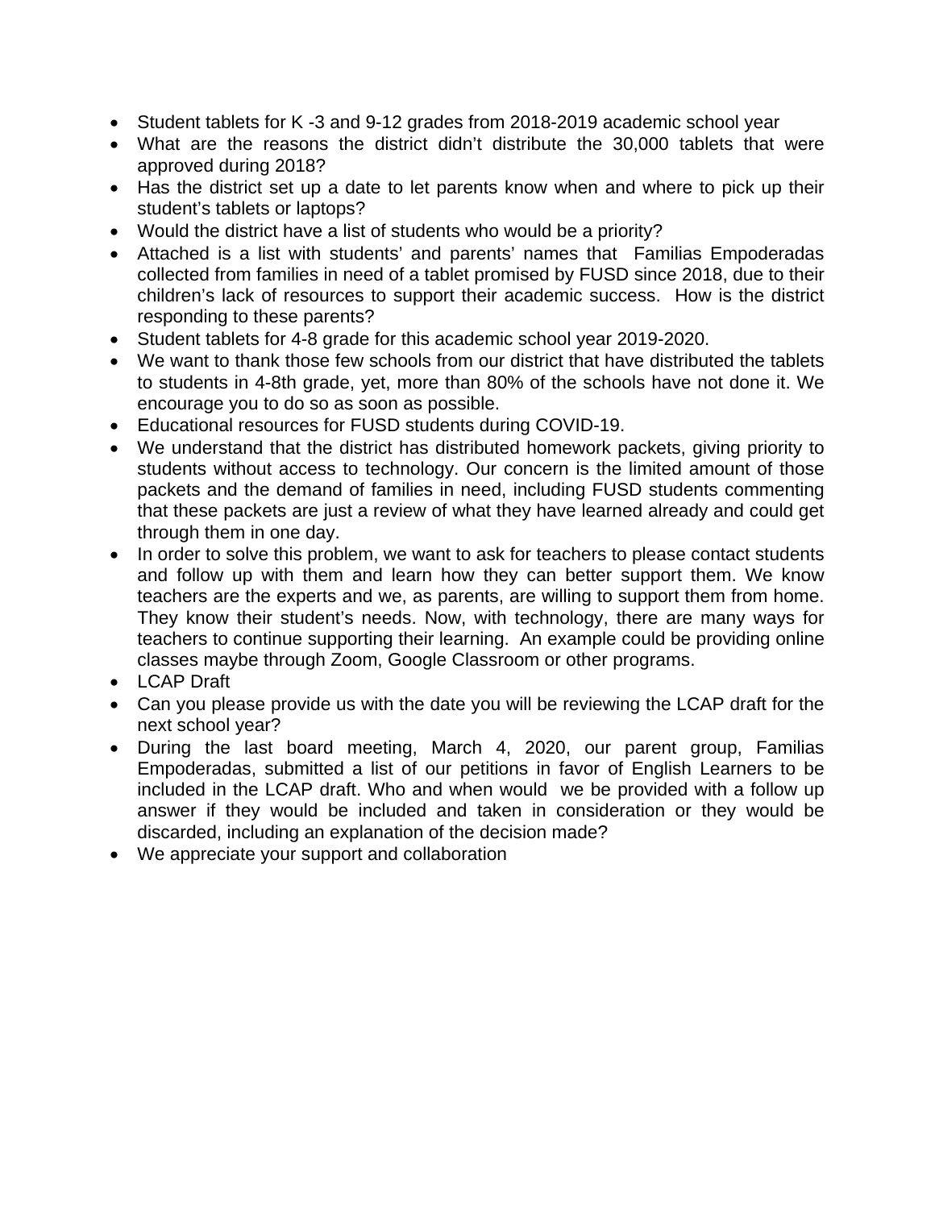- Student tablets for K -3 and 9-12 grades from 2018-2019 academic school year
- What are the reasons the district didn't distribute the 30,000 tablets that were approved during 2018?
- Has the district set up a date to let parents know when and where to pick up their student's tablets or laptops?
- Would the district have a list of students who would be a priority?
- Attached is a list with students' and parents' names that Familias Empoderadas collected from families in need of a tablet promised by FUSD since 2018, due to their children's lack of resources to support their academic success. How is the district responding to these parents?
- Student tablets for 4-8 grade for this academic school year 2019-2020.
- We want to thank those few schools from our district that have distributed the tablets to students in 4-8th grade, yet, more than 80% of the schools have not done it. We encourage you to do so as soon as possible.
- Educational resources for FUSD students during COVID-19.
- We understand that the district has distributed homework packets, giving priority to students without access to technology. Our concern is the limited amount of those packets and the demand of families in need, including FUSD students commenting that these packets are just a review of what they have learned already and could get through them in one day.
- In order to solve this problem, we want to ask for teachers to please contact students and follow up with them and learn how they can better support them. We know teachers are the experts and we, as parents, are willing to support them from home. They know their student's needs. Now, with technology, there are many ways for teachers to continue supporting their learning. An example could be providing online classes maybe through Zoom, Google Classroom or other programs.
- LCAP Draft
- Can you please provide us with the date you will be reviewing the LCAP draft for the next school year?
- During the last board meeting, March 4, 2020, our parent group, Familias Empoderadas, submitted a list of our petitions in favor of English Learners to be included in the LCAP draft. Who and when would we be provided with a follow up answer if they would be included and taken in consideration or they would be discarded, including an explanation of the decision made?
- We appreciate your support and collaboration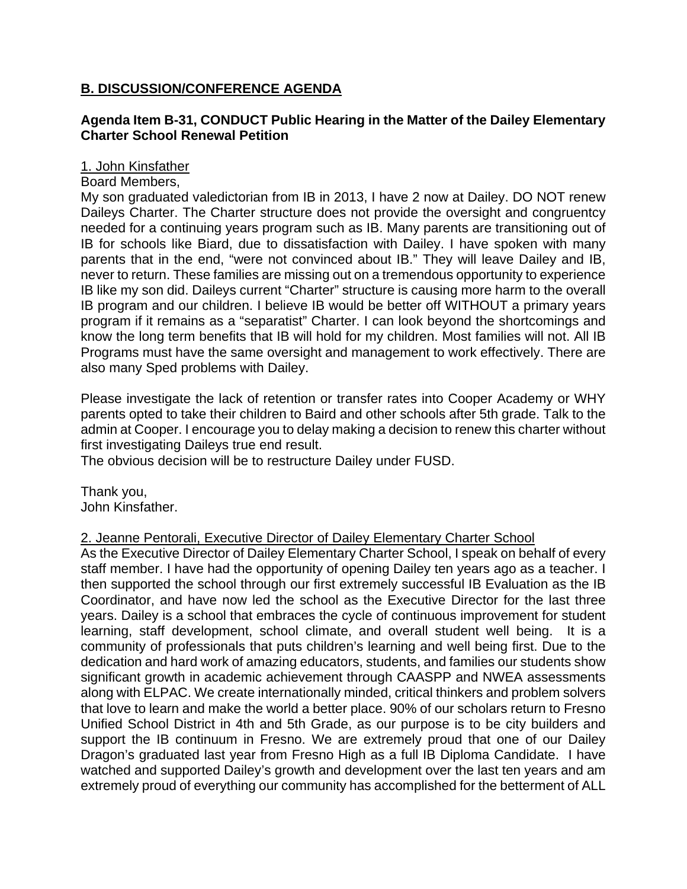## B. DISCUSSION/CONFERENCE AGENDA

### Agenda Item B-31, CONDUCT Public Hearing in the Matter of the Dailey Elementary Charter School Renewal Petition

1. John Kinsfather

Board Members,

My son graduated valedictorian from IB in 2013, I have 2 now at Dailey. DO NOT renew Daileys Charter. The Charter structure does not provide the oversight and congruentcy needed for a continuing years program such as IB. Many parents are transitioning out of IB for schools like Biard, due to dissatisfaction with Dailey. I have spoken with many parents that in the end, "were not convinced about IB." They will leave Dailey and IB, never to return. These families are missing out on a tremendous opportunity to experience IB like my son did. Daileys current "Charter" structure is causing more harm to the overall IB program and our children. I believe IB would be better off WITHOUT a primary years program if it remains as a "separatist" Charter. I can look beyond the shortcomings and know the long term benefits that IB will hold for my children. Most families will not. All IB Programs must have the same oversight and management to work effectively. There are also many Sped problems with Dailey.

Please investigate the lack of retention or transfer rates into Cooper Academy or WHY parents opted to take their children to Baird and other schools after 5th grade. Talk to the admin at Cooper. I encourage you to delay making a decision to renew this charter without first investigating Daileys true end result.

The obvious decision will be to restructure Dailey under FUSD.

Thank you,
John Kinsfather.

2. Jeanne Pentorali, Executive Director of Dailey Elementary Charter School

As the Executive Director of Dailey Elementary Charter School, I speak on behalf of every staff member. I have had the opportunity of opening Dailey ten years ago as a teacher. I then supported the school through our first extremely successful IB Evaluation as the IB Coordinator, and have now led the school as the Executive Director for the last three years. Dailey is a school that embraces the cycle of continuous improvement for student learning, staff development, school climate, and overall student well being. It is a community of professionals that puts children's learning and well being first. Due to the dedication and hard work of amazing educators, students, and families our students show significant growth in academic achievement through CAASPP and NWEA assessments along with ELPAC. We create internationally minded, critical thinkers and problem solvers that love to learn and make the world a better place. 90% of our scholars return to Fresno Unified School District in 4th and 5th Grade, as our purpose is to be city builders and support the IB continuum in Fresno. We are extremely proud that one of our Dailey Dragon's graduated last year from Fresno High as a full IB Diploma Candidate. I have watched and supported Dailey's growth and development over the last ten years and am extremely proud of everything our community has accomplished for the betterment of ALL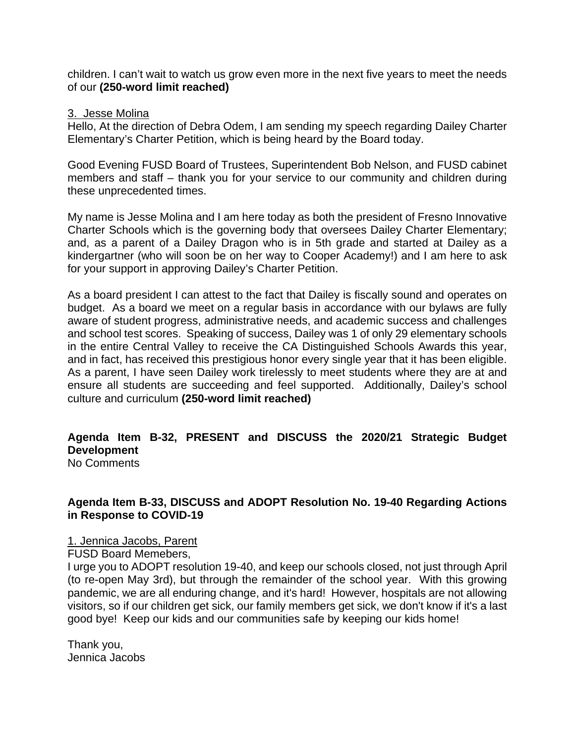children. I can't wait to watch us grow even more in the next five years to meet the needs of our **(250-word limit reached)**

3. Jesse Molina

Hello, At the direction of Debra Odem, I am sending my speech regarding Dailey Charter Elementary's Charter Petition, which is being heard by the Board today.

Good Evening FUSD Board of Trustees, Superintendent Bob Nelson, and FUSD cabinet members and staff – thank you for your service to our community and children during these unprecedented times.

My name is Jesse Molina and I am here today as both the president of Fresno Innovative Charter Schools which is the governing body that oversees Dailey Charter Elementary; and, as a parent of a Dailey Dragon who is in 5th grade and started at Dailey as a kindergartner (who will soon be on her way to Cooper Academy!) and I am here to ask for your support in approving Dailey's Charter Petition.

As a board president I can attest to the fact that Dailey is fiscally sound and operates on budget. As a board we meet on a regular basis in accordance with our bylaws are fully aware of student progress, administrative needs, and academic success and challenges and school test scores. Speaking of success, Dailey was 1 of only 29 elementary schools in the entire Central Valley to receive the CA Distinguished Schools Awards this year, and in fact, has received this prestigious honor every single year that it has been eligible. As a parent, I have seen Dailey work tirelessly to meet students where they are at and ensure all students are succeeding and feel supported. Additionally, Dailey's school culture and curriculum **(250-word limit reached)**

**Agenda Item B-32, PRESENT and DISCUSS the 2020/21 Strategic Budget Development**

No Comments

**Agenda Item B-33, DISCUSS and ADOPT Resolution No. 19-40 Regarding Actions in Response to COVID-19**

1. Jennica Jacobs, Parent

FUSD Board Memebers,

I urge you to ADOPT resolution 19-40, and keep our schools closed, not just through April (to re-open May 3rd), but through the remainder of the school year. With this growing pandemic, we are all enduring change, and it's hard! However, hospitals are not allowing visitors, so if our children get sick, our family members get sick, we don't know if it's a last good bye! Keep our kids and our communities safe by keeping our kids home!

Thank you,
Jennica Jacobs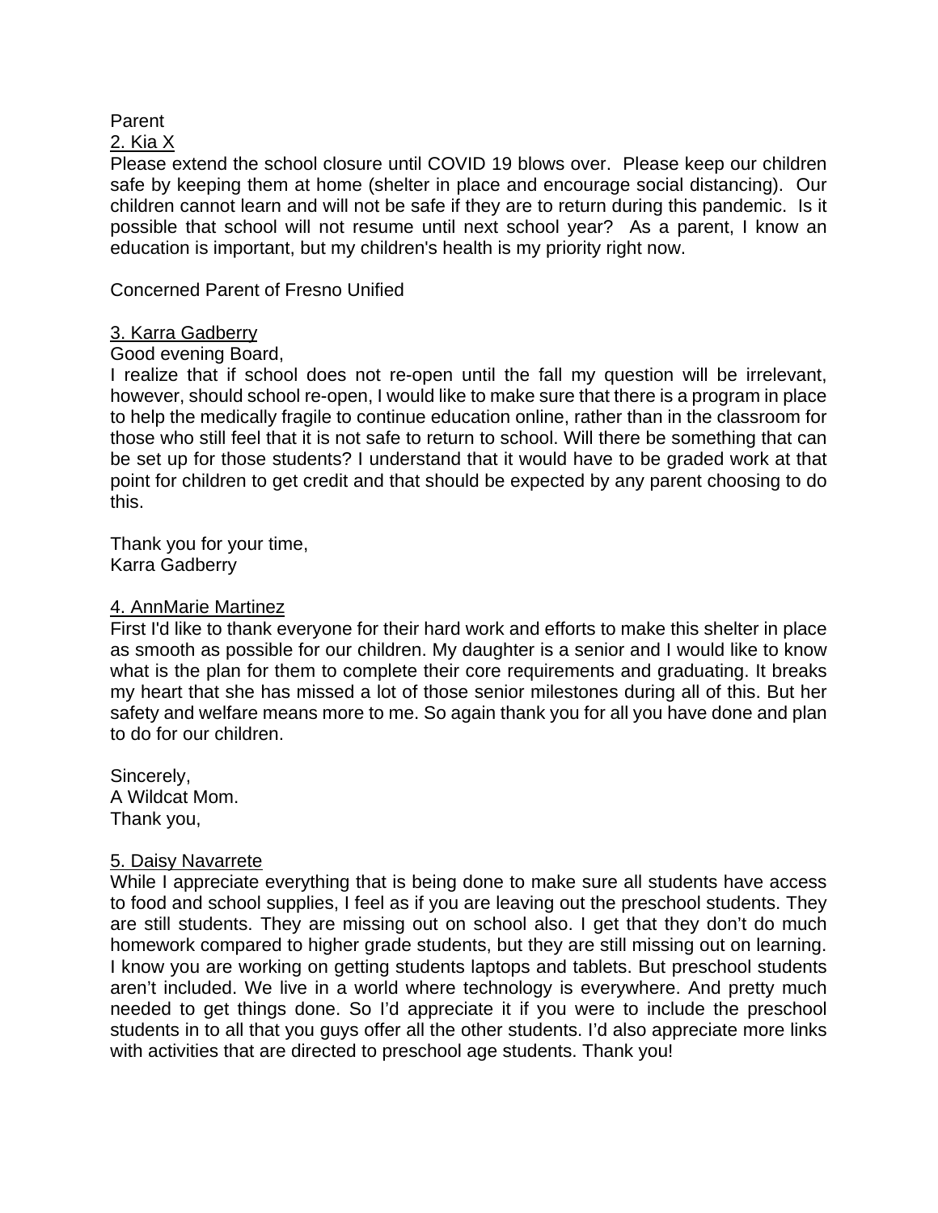Parent

2. Kia X

Please extend the school closure until COVID 19 blows over. Please keep our children safe by keeping them at home (shelter in place and encourage social distancing). Our children cannot learn and will not be safe if they are to return during this pandemic. Is it possible that school will not resume until next school year? As a parent, I know an education is important, but my children's health is my priority right now.

Concerned Parent of Fresno Unified

3. Karra Gadberry

Good evening Board,

I realize that if school does not re-open until the fall my question will be irrelevant, however, should school re-open, I would like to make sure that there is a program in place to help the medically fragile to continue education online, rather than in the classroom for those who still feel that it is not safe to return to school. Will there be something that can be set up for those students? I understand that it would have to be graded work at that point for children to get credit and that should be expected by any parent choosing to do this.

Thank you for your time,
Karra Gadberry

4. AnnMarie Martinez

First I'd like to thank everyone for their hard work and efforts to make this shelter in place as smooth as possible for our children. My daughter is a senior and I would like to know what is the plan for them to complete their core requirements and graduating. It breaks my heart that she has missed a lot of those senior milestones during all of this. But her safety and welfare means more to me. So again thank you for all you have done and plan to do for our children.

Sincerely,
A Wildcat Mom.
Thank you,

5. Daisy Navarrete

While I appreciate everything that is being done to make sure all students have access to food and school supplies, I feel as if you are leaving out the preschool students. They are still students. They are missing out on school also. I get that they don't do much homework compared to higher grade students, but they are still missing out on learning. I know you are working on getting students laptops and tablets. But preschool students aren't included. We live in a world where technology is everywhere. And pretty much needed to get things done. So I'd appreciate it if you were to include the preschool students in to all that you guys offer all the other students. I'd also appreciate more links with activities that are directed to preschool age students. Thank you!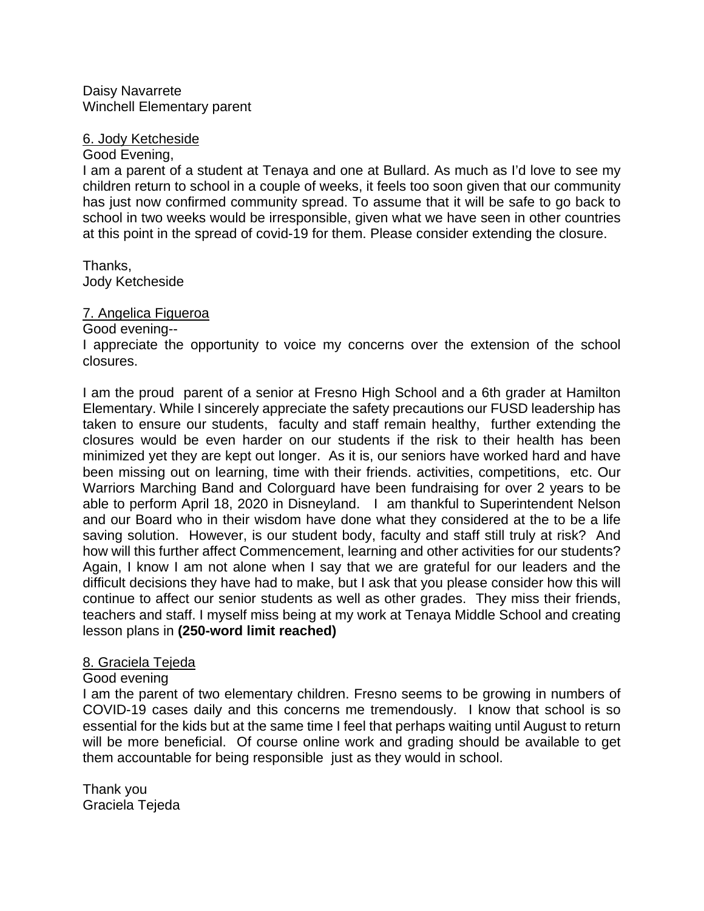Daisy Navarrete
Winchell Elementary parent

<u>6. Jody Ketcheside</u>

Good Evening,

I am a parent of a student at Tenaya and one at Bullard. As much as I'd love to see my children return to school in a couple of weeks, it feels too soon given that our community has just now confirmed community spread. To assume that it will be safe to go back to school in two weeks would be irresponsible, given what we have seen in other countries at this point in the spread of covid-19 for them. Please consider extending the closure.

Thanks,
Jody Ketcheside

<u>7. Angelica Figueroa</u>

Good evening--

I appreciate the opportunity to voice my concerns over the extension of the school closures.

I am the proud parent of a senior at Fresno High School and a 6th grader at Hamilton Elementary. While I sincerely appreciate the safety precautions our FUSD leadership has taken to ensure our students, faculty and staff remain healthy, further extending the closures would be even harder on our students if the risk to their health has been minimized yet they are kept out longer. As it is, our seniors have worked hard and have been missing out on learning, time with their friends. activities, competitions, etc. Our Warriors Marching Band and Colorguard have been fundraising for over 2 years to be able to perform April 18, 2020 in Disneyland. I am thankful to Superintendent Nelson and our Board who in their wisdom have done what they considered at the to be a life saving solution. However, is our student body, faculty and staff still truly at risk? And how will this further affect Commencement, learning and other activities for our students? Again, I know I am not alone when I say that we are grateful for our leaders and the difficult decisions they have had to make, but I ask that you please consider how this will continue to affect our senior students as well as other grades. They miss their friends, teachers and staff. I myself miss being at my work at Tenaya Middle School and creating lesson plans in **(250-word limit reached)**

<u>8. Graciela Tejeda</u>

Good evening

I am the parent of two elementary children. Fresno seems to be growing in numbers of COVID-19 cases daily and this concerns me tremendously. I know that school is so essential for the kids but at the same time I feel that perhaps waiting until August to return will be more beneficial. Of course online work and grading should be available to get them accountable for being responsible just as they would in school.

Thank you
Graciela Tejeda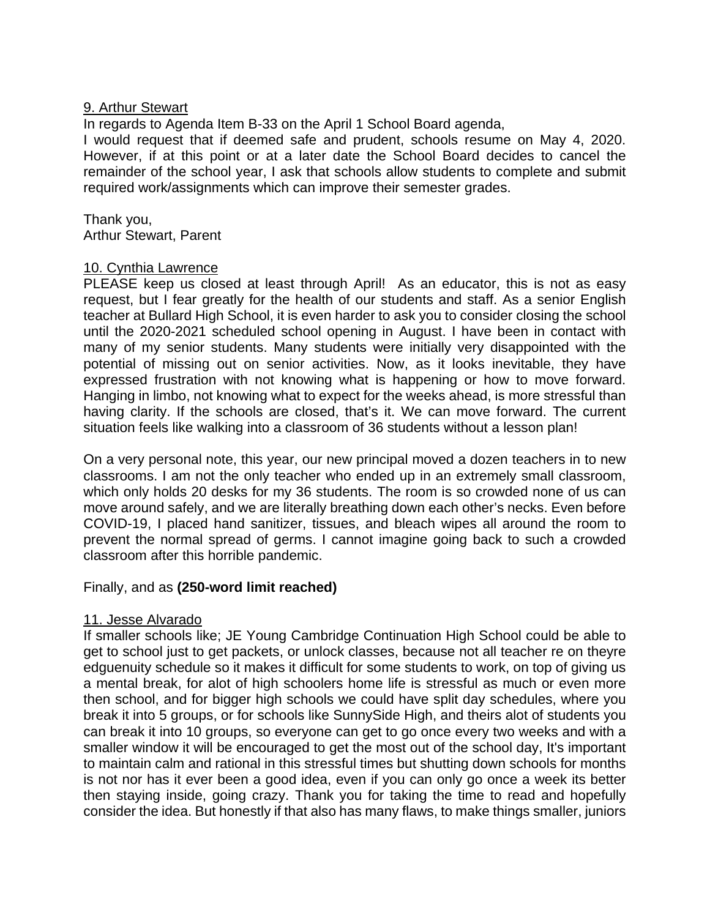9. Arthur Stewart

In regards to Agenda Item B-33 on the April 1 School Board agenda,

I would request that if deemed safe and prudent, schools resume on May 4, 2020. However, if at this point or at a later date the School Board decides to cancel the remainder of the school year, I ask that schools allow students to complete and submit required work/assignments which can improve their semester grades.

Thank you,
Arthur Stewart, Parent

10. Cynthia Lawrence

PLEASE keep us closed at least through April! As an educator, this is not as easy request, but I fear greatly for the health of our students and staff. As a senior English teacher at Bullard High School, it is even harder to ask you to consider closing the school until the 2020-2021 scheduled school opening in August. I have been in contact with many of my senior students. Many students were initially very disappointed with the potential of missing out on senior activities. Now, as it looks inevitable, they have expressed frustration with not knowing what is happening or how to move forward. Hanging in limbo, not knowing what to expect for the weeks ahead, is more stressful than having clarity. If the schools are closed, that's it. We can move forward. The current situation feels like walking into a classroom of 36 students without a lesson plan!

On a very personal note, this year, our new principal moved a dozen teachers in to new classrooms. I am not the only teacher who ended up in an extremely small classroom, which only holds 20 desks for my 36 students. The room is so crowded none of us can move around safely, and we are literally breathing down each other's necks. Even before COVID-19, I placed hand sanitizer, tissues, and bleach wipes all around the room to prevent the normal spread of germs. I cannot imagine going back to such a crowded classroom after this horrible pandemic.

Finally, and as **(250-word limit reached)**

11. Jesse Alvarado

If smaller schools like; JE Young Cambridge Continuation High School could be able to get to school just to get packets, or unlock classes, because not all teacher re on theyre edguenuity schedule so it makes it difficult for some students to work, on top of giving us a mental break, for alot of high schoolers home life is stressful as much or even more then school, and for bigger high schools we could have split day schedules, where you break it into 5 groups, or for schools like SunnySide High, and theirs alot of students you can break it into 10 groups, so everyone can get to go once every two weeks and with a smaller window it will be encouraged to get the most out of the school day, It's important to maintain calm and rational in this stressful times but shutting down schools for months is not nor has it ever been a good idea, even if you can only go once a week its better then staying inside, going crazy. Thank you for taking the time to read and hopefully consider the idea. But honestly if that also has many flaws, to make things smaller, juniors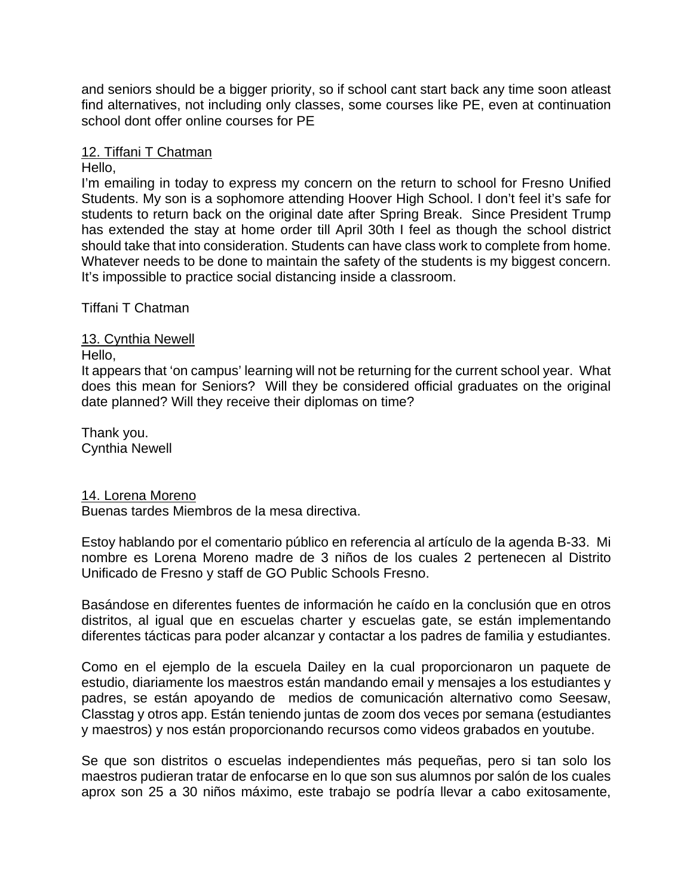and seniors should be a bigger priority, so if school cant start back any time soon atleast find alternatives, not including only classes, some courses like PE, even at continuation school dont offer online courses for PE

<u>12. Tiffani T Chatman</u>

Hello,

I'm emailing in today to express my concern on the return to school for Fresno Unified Students. My son is a sophomore attending Hoover High School. I don't feel it's safe for students to return back on the original date after Spring Break. Since President Trump has extended the stay at home order till April 30th I feel as though the school district should take that into consideration. Students can have class work to complete from home. Whatever needs to be done to maintain the safety of the students is my biggest concern. It's impossible to practice social distancing inside a classroom.

Tiffani T Chatman

<u>13. Cynthia Newell</u>

Hello,

It appears that 'on campus' learning will not be returning for the current school year. What does this mean for Seniors? Will they be considered official graduates on the original date planned? Will they receive their diplomas on time?

Thank you.
Cynthia Newell

<u>14. Lorena Moreno</u>

Buenas tardes Miembros de la mesa directiva.

Estoy hablando por el comentario público en referencia al artículo de la agenda B-33. Mi nombre es Lorena Moreno madre de 3 niños de los cuales 2 pertenecen al Distrito Unificado de Fresno y staff de GO Public Schools Fresno.

Basándose en diferentes fuentes de información he caído en la conclusión que en otros distritos, al igual que en escuelas charter y escuelas gate, se están implementando diferentes tácticas para poder alcanzar y contactar a los padres de familia y estudiantes.

Como en el ejemplo de la escuela Dailey en la cual proporcionaron un paquete de estudio, diariamente los maestros están mandando email y mensajes a los estudiantes y padres, se están apoyando de medios de comunicación alternativo como Seesaw, Classtag y otros app. Están teniendo juntas de zoom dos veces por semana (estudiantes y maestros) y nos están proporcionando recursos como videos grabados en youtube.

Se que son distritos o escuelas independientes más pequeñas, pero si tan solo los maestros pudieran tratar de enfocarse en lo que son sus alumnos por salón de los cuales aprox son 25 a 30 niños máximo, este trabajo se podría llevar a cabo exitosamente,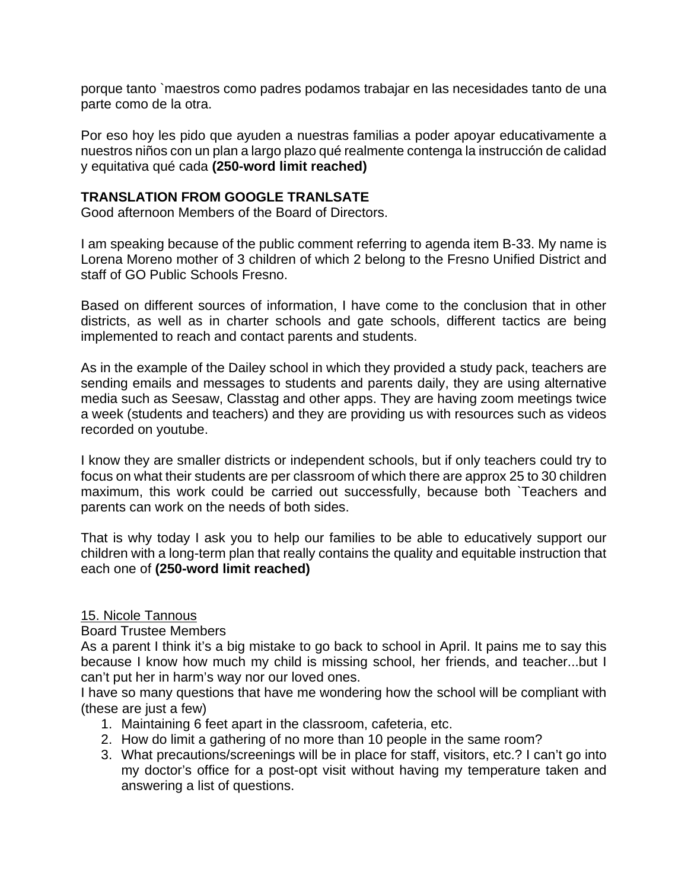porque tanto `maestros como padres podamos trabajar en las necesidades tanto de una parte como de la otra.

Por eso hoy les pido que ayuden a nuestras familias a poder apoyar educativamente a nuestros niños con un plan a largo plazo qué realmente contenga la instrucción de calidad y equitativa qué cada **(250-word limit reached)**

**TRANSLATION FROM GOOGLE TRANLSATE**
Good afternoon Members of the Board of Directors.

I am speaking because of the public comment referring to agenda item B-33. My name is Lorena Moreno mother of 3 children of which 2 belong to the Fresno Unified District and staff of GO Public Schools Fresno.

Based on different sources of information, I have come to the conclusion that in other districts, as well as in charter schools and gate schools, different tactics are being implemented to reach and contact parents and students.

As in the example of the Dailey school in which they provided a study pack, teachers are sending emails and messages to students and parents daily, they are using alternative media such as Seesaw, Classtag and other apps. They are having zoom meetings twice a week (students and teachers) and they are providing us with resources such as videos recorded on youtube.

I know they are smaller districts or independent schools, but if only teachers could try to focus on what their students are per classroom of which there are approx 25 to 30 children maximum, this work could be carried out successfully, because both `Teachers and parents can work on the needs of both sides.

That is why today I ask you to help our families to be able to educatively support our children with a long-term plan that really contains the quality and equitable instruction that each one of **(250-word limit reached)**

15. Nicole Tannous
Board Trustee Members
As a parent I think it's a big mistake to go back to school in April. It pains me to say this because I know how much my child is missing school, her friends, and teacher...but I can't put her in harm's way nor our loved ones.
I have so many questions that have me wondering how the school will be compliant with (these are just a few)

1. Maintaining 6 feet apart in the classroom, cafeteria, etc.
2. How do limit a gathering of no more than 10 people in the same room?
3. What precautions/screenings will be in place for staff, visitors, etc.? I can't go into my doctor's office for a post-opt visit without having my temperature taken and answering a list of questions.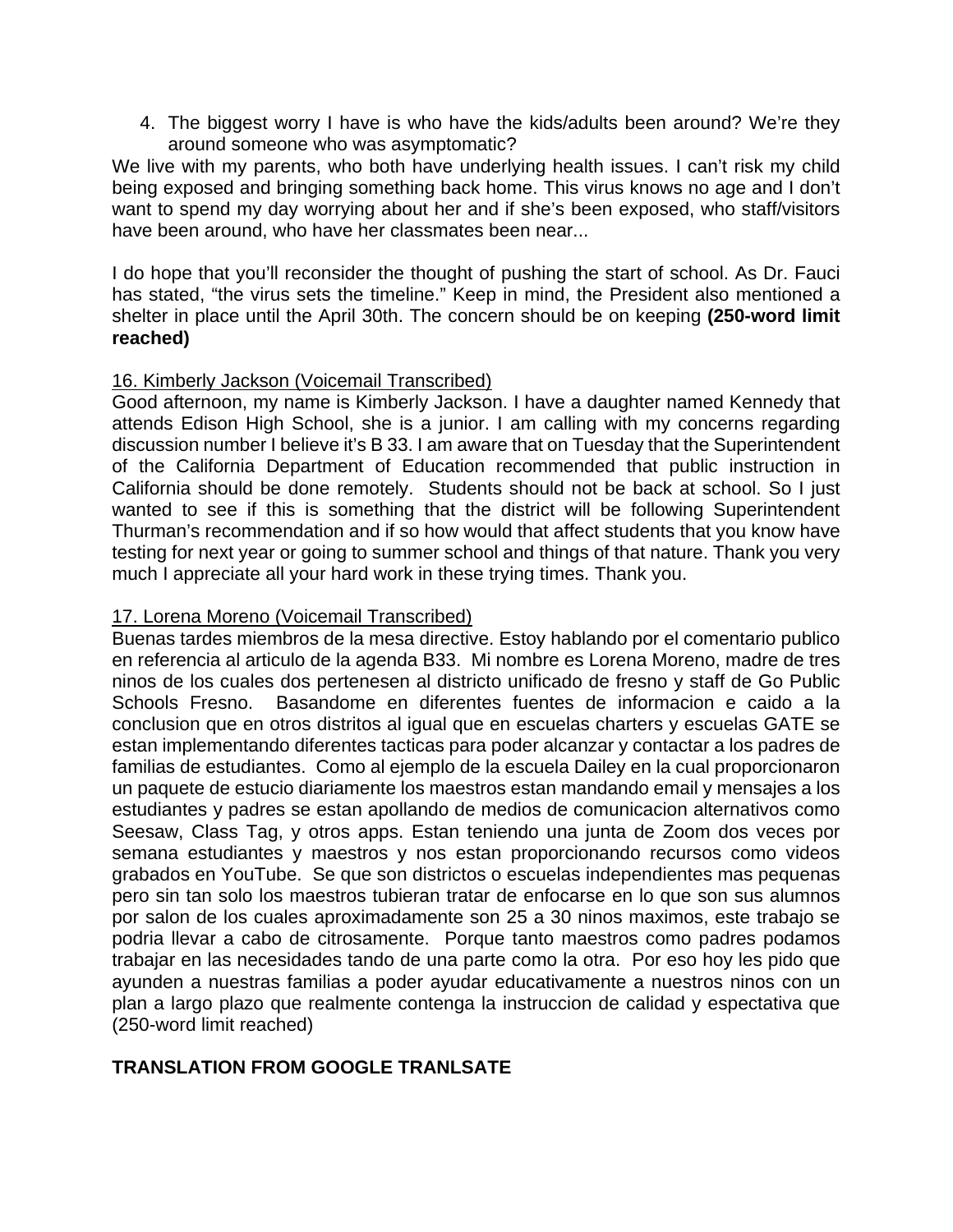4. The biggest worry I have is who have the kids/adults been around? We're they around someone who was asymptomatic?

We live with my parents, who both have underlying health issues. I can't risk my child being exposed and bringing something back home. This virus knows no age and I don't want to spend my day worrying about her and if she's been exposed, who staff/visitors have been around, who have her classmates been near...

I do hope that you'll reconsider the thought of pushing the start of school. As Dr. Fauci has stated, "the virus sets the timeline." Keep in mind, the President also mentioned a shelter in place until the April 30th. The concern should be on keeping **(250-word limit reached)**

16. Kimberly Jackson (Voicemail Transcribed)

Good afternoon, my name is Kimberly Jackson. I have a daughter named Kennedy that attends Edison High School, she is a junior. I am calling with my concerns regarding discussion number I believe it's B 33. I am aware that on Tuesday that the Superintendent of the California Department of Education recommended that public instruction in California should be done remotely. Students should not be back at school. So I just wanted to see if this is something that the district will be following Superintendent Thurman's recommendation and if so how would that affect students that you know have testing for next year or going to summer school and things of that nature. Thank you very much I appreciate all your hard work in these trying times. Thank you.

17. Lorena Moreno (Voicemail Transcribed)

Buenas tardes miembros de la mesa directive. Estoy hablando por el comentario publico en referencia al articulo de la agenda B33. Mi nombre es Lorena Moreno, madre de tres ninos de los cuales dos pertenesen al districto unificado de fresno y staff de Go Public Schools Fresno. Basandome en diferentes fuentes de informacion e caido a la conclusion que en otros distritos al igual que en escuelas charters y escuelas GATE se estan implementando diferentes tacticas para poder alcanzar y contactar a los padres de familias de estudiantes. Como al ejemplo de la escuela Dailey en la cual proporcionaron un paquete de estucio diariamente los maestros estan mandando email y mensajes a los estudiantes y padres se estan apollando de medios de comunicacion alternativos como Seesaw, Class Tag, y otros apps. Estan teniendo una junta de Zoom dos veces por semana estudiantes y maestros y nos estan proporcionando recursos como videos grabados en YouTube. Se que son districtos o escuelas independientes mas pequenas pero sin tan solo los maestros tubieran tratar de enfocarse en lo que son sus alumnos por salon de los cuales aproximadamente son 25 a 30 ninos maximos, este trabajo se podria llevar a cabo de citrosamente. Porque tanto maestros como padres podamos trabajar en las necesidades tando de una parte como la otra. Por eso hoy les pido que ayunden a nuestras familias a poder ayudar educativamente a nuestros ninos con un plan a largo plazo que realmente contenga la instruccion de calidad y espectativa que (250-word limit reached)

**TRANSLATION FROM GOOGLE TRANLSATE**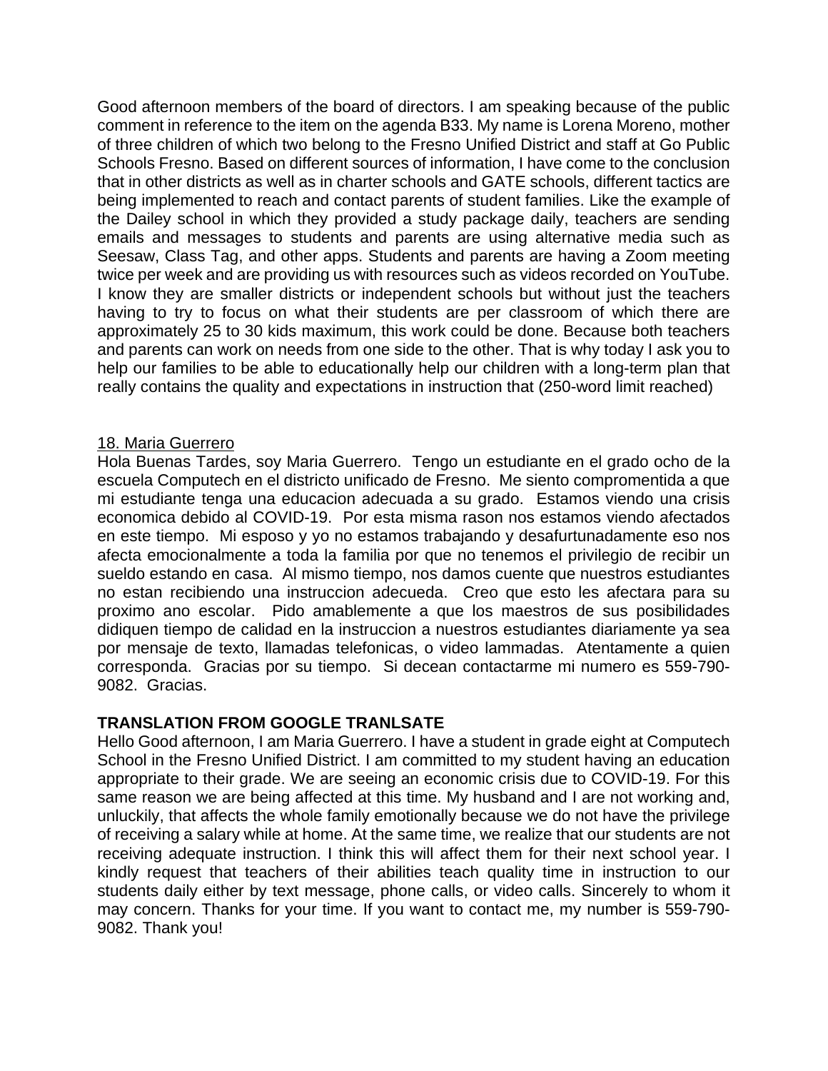Good afternoon members of the board of directors. I am speaking because of the public comment in reference to the item on the agenda B33. My name is Lorena Moreno, mother of three children of which two belong to the Fresno Unified District and staff at Go Public Schools Fresno. Based on different sources of information, I have come to the conclusion that in other districts as well as in charter schools and GATE schools, different tactics are being implemented to reach and contact parents of student families. Like the example of the Dailey school in which they provided a study package daily, teachers are sending emails and messages to students and parents are using alternative media such as Seesaw, Class Tag, and other apps. Students and parents are having a Zoom meeting twice per week and are providing us with resources such as videos recorded on YouTube. I know they are smaller districts or independent schools but without just the teachers having to try to focus on what their students are per classroom of which there are approximately 25 to 30 kids maximum, this work could be done. Because both teachers and parents can work on needs from one side to the other. That is why today I ask you to help our families to be able to educationally help our children with a long-term plan that really contains the quality and expectations in instruction that (250-word limit reached)

18. Maria Guerrero

Hola Buenas Tardes, soy Maria Guerrero. Tengo un estudiante en el grado ocho de la escuela Computech en el districto unificado de Fresno. Me siento comprometida a que mi estudiante tenga una educacion adecuada a su grado. Estamos viendo una crisis economica debido al COVID-19. Por esta misma rason nos estamos viendo afectados en este tiempo. Mi esposo y yo no estamos trabajando y desafurtunadamente eso nos afecta emocionalmente a toda la familia por que no tenemos el privilegio de recibir un sueldo estando en casa. Al mismo tiempo, nos damos cuente que nuestros estudiantes no estan recibiendo una instruccion adecueda. Creo que esto les afectara para su proximo ano escolar. Pido amablemente a que los maestros de sus posibilidades didiquen tiempo de calidad en la instruccion a nuestros estudiantes diariamente ya sea por mensaje de texto, llamadas telefonicas, o video lammadas. Atentamente a quien corresponda. Gracias por su tiempo. Si decean contactarme mi numero es 559-790-9082. Gracias.

**TRANSLATION FROM GOOGLE TRANLSATE**

Hello Good afternoon, I am Maria Guerrero. I have a student in grade eight at Computech School in the Fresno Unified District. I am committed to my student having an education appropriate to their grade. We are seeing an economic crisis due to COVID-19. For this same reason we are being affected at this time. My husband and I are not working and, unluckily, that affects the whole family emotionally because we do not have the privilege of receiving a salary while at home. At the same time, we realize that our students are not receiving adequate instruction. I think this will affect them for their next school year. I kindly request that teachers of their abilities teach quality time in instruction to our students daily either by text message, phone calls, or video calls. Sincerely to whom it may concern. Thanks for your time. If you want to contact me, my number is 559-790-9082. Thank you!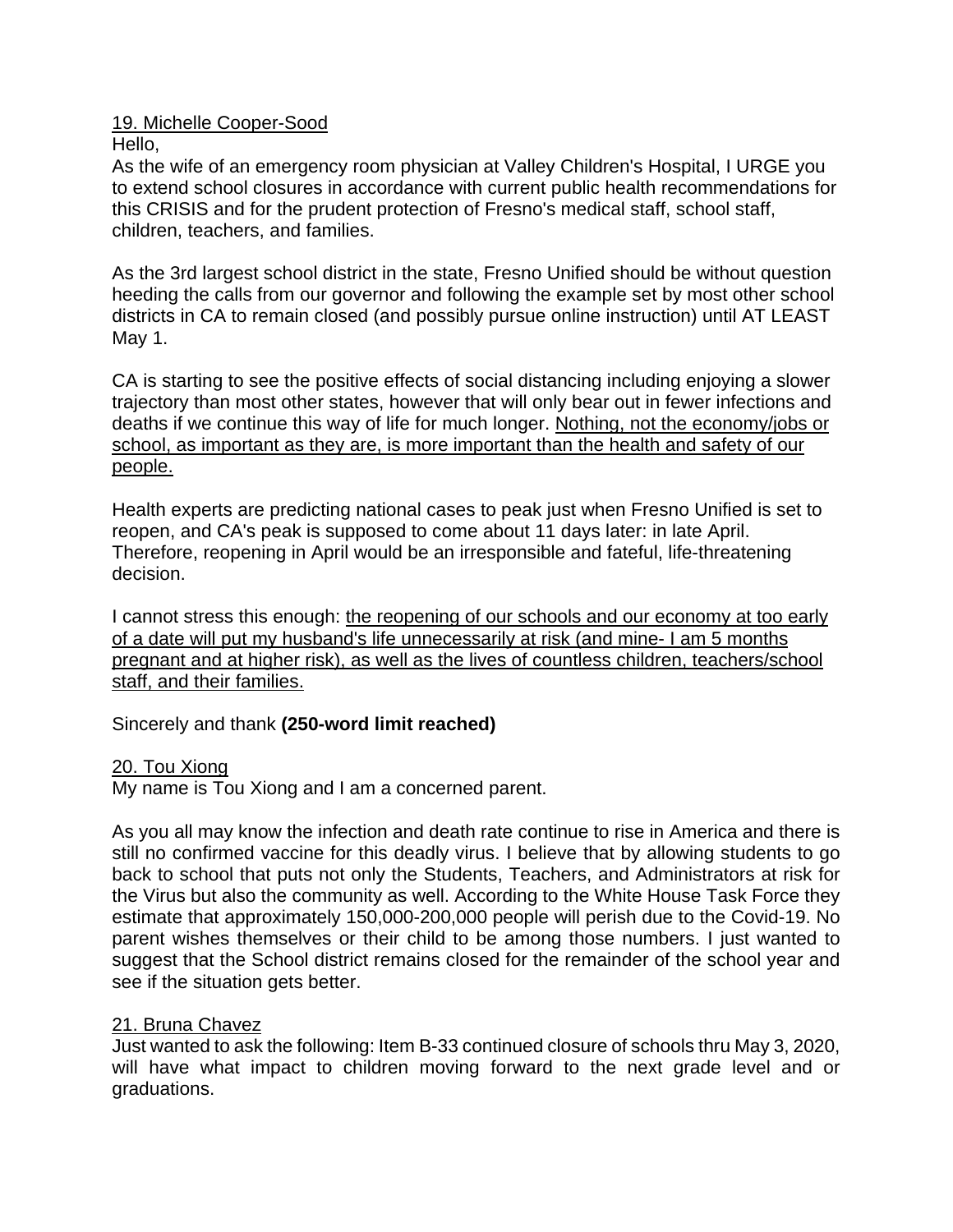19. Michelle Cooper-Sood

Hello,

As the wife of an emergency room physician at Valley Children's Hospital, I URGE you to extend school closures in accordance with current public health recommendations for this CRISIS and for the prudent protection of Fresno's medical staff, school staff, children, teachers, and families.

As the 3rd largest school district in the state, Fresno Unified should be without question heeding the calls from our governor and following the example set by most other school districts in CA to remain closed (and possibly pursue online instruction) until AT LEAST May 1.

CA is starting to see the positive effects of social distancing including enjoying a slower trajectory than most other states, however that will only bear out in fewer infections and deaths if we continue this way of life for much longer. Nothing, not the economy/jobs or school, as important as they are, is more important than the health and safety of our people.

Health experts are predicting national cases to peak just when Fresno Unified is set to reopen, and CA's peak is supposed to come about 11 days later: in late April. Therefore, reopening in April would be an irresponsible and fateful, life-threatening decision.

I cannot stress this enough: the reopening of our schools and our economy at too early of a date will put my husband's life unnecessarily at risk (and mine- I am 5 months pregnant and at higher risk), as well as the lives of countless children, teachers/school staff, and their families.

Sincerely and thank **(250-word limit reached)**

20. Tou Xiong

My name is Tou Xiong and I am a concerned parent.

As you all may know the infection and death rate continue to rise in America and there is still no confirmed vaccine for this deadly virus. I believe that by allowing students to go back to school that puts not only the Students, Teachers, and Administrators at risk for the Virus but also the community as well. According to the White House Task Force they estimate that approximately 150,000-200,000 people will perish due to the Covid-19. No parent wishes themselves or their child to be among those numbers. I just wanted to suggest that the School district remains closed for the remainder of the school year and see if the situation gets better.

21. Bruna Chavez

Just wanted to ask the following: Item B-33 continued closure of schools thru May 3, 2020, will have what impact to children moving forward to the next grade level and or graduations.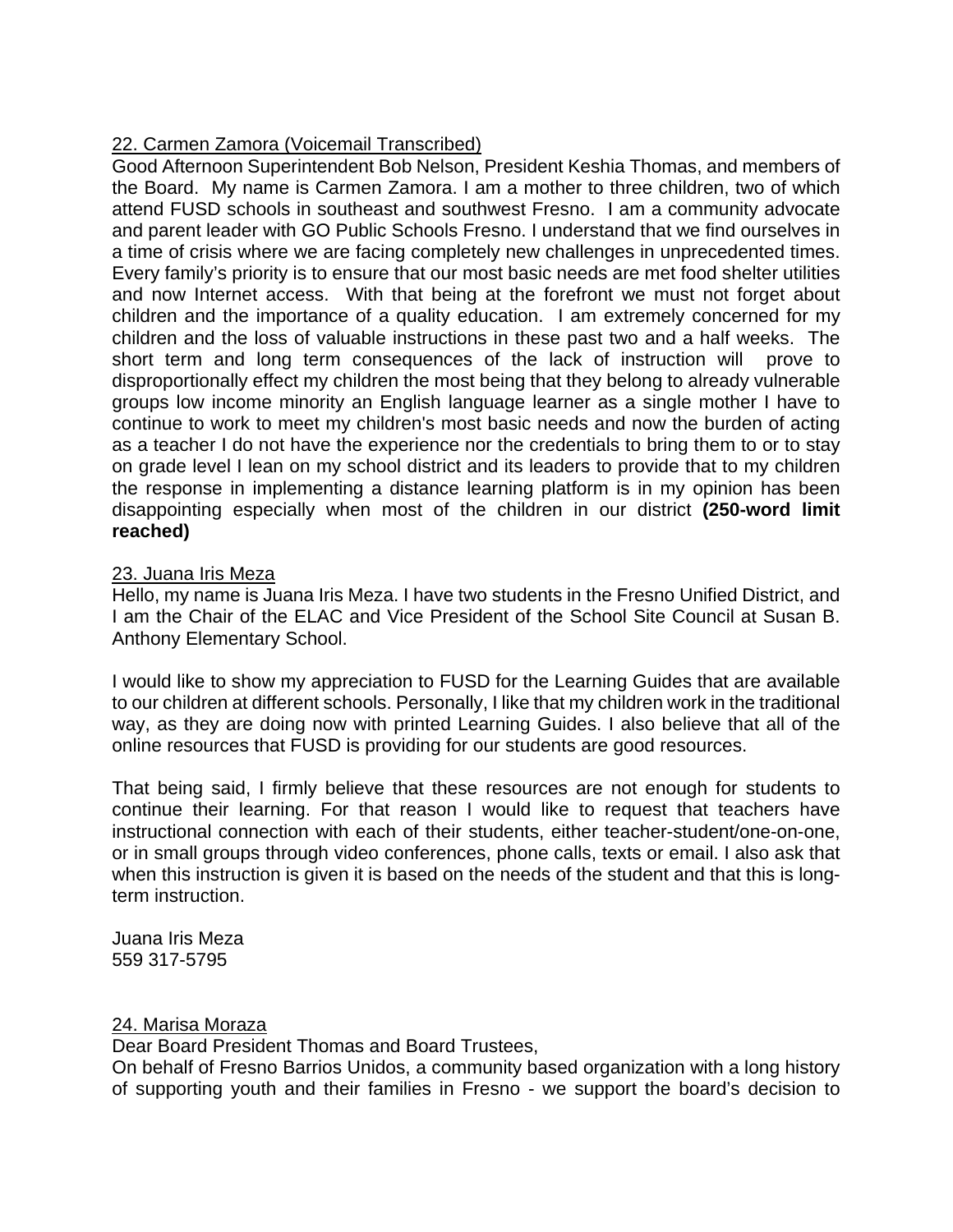22. Carmen Zamora (Voicemail Transcribed)

Good Afternoon Superintendent Bob Nelson, President Keshia Thomas, and members of the Board. My name is Carmen Zamora. I am a mother to three children, two of which attend FUSD schools in southeast and southwest Fresno. I am a community advocate and parent leader with GO Public Schools Fresno. I understand that we find ourselves in a time of crisis where we are facing completely new challenges in unprecedented times. Every family's priority is to ensure that our most basic needs are met food shelter utilities and now Internet access. With that being at the forefront we must not forget about children and the importance of a quality education. I am extremely concerned for my children and the loss of valuable instructions in these past two and a half weeks. The short term and long term consequences of the lack of instruction will prove to disproportionally effect my children the most being that they belong to already vulnerable groups low income minority an English language learner as a single mother I have to continue to work to meet my children's most basic needs and now the burden of acting as a teacher I do not have the experience nor the credentials to bring them to or to stay on grade level I lean on my school district and its leaders to provide that to my children the response in implementing a distance learning platform is in my opinion has been disappointing especially when most of the children in our district **(250-word limit reached)**

23. Juana Iris Meza

Hello, my name is Juana Iris Meza. I have two students in the Fresno Unified District, and I am the Chair of the ELAC and Vice President of the School Site Council at Susan B. Anthony Elementary School.

I would like to show my appreciation to FUSD for the Learning Guides that are available to our children at different schools. Personally, I like that my children work in the traditional way, as they are doing now with printed Learning Guides. I also believe that all of the online resources that FUSD is providing for our students are good resources.

That being said, I firmly believe that these resources are not enough for students to continue their learning. For that reason I would like to request that teachers have instructional connection with each of their students, either teacher-student/one-on-one, or in small groups through video conferences, phone calls, texts or email. I also ask that when this instruction is given it is based on the needs of the student and that this is long-term instruction.

Juana Iris Meza
559 317-5795

24. Marisa Moraza

Dear Board President Thomas and Board Trustees,

On behalf of Fresno Barrios Unidos, a community based organization with a long history of supporting youth and their families in Fresno - we support the board's decision to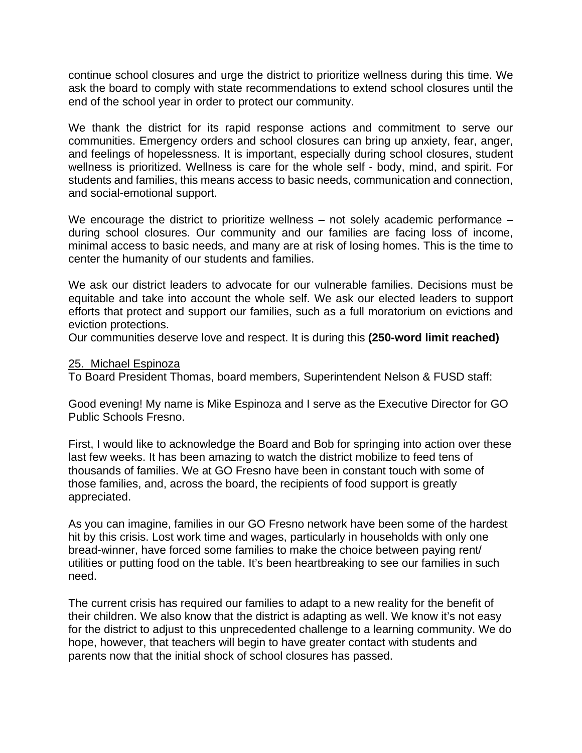continue school closures and urge the district to prioritize wellness during this time. We ask the board to comply with state recommendations to extend school closures until the end of the school year in order to protect our community.

We thank the district for its rapid response actions and commitment to serve our communities. Emergency orders and school closures can bring up anxiety, fear, anger, and feelings of hopelessness. It is important, especially during school closures, student wellness is prioritized. Wellness is care for the whole self - body, mind, and spirit. For students and families, this means access to basic needs, communication and connection, and social-emotional support.

We encourage the district to prioritize wellness – not solely academic performance – during school closures. Our community and our families are facing loss of income, minimal access to basic needs, and many are at risk of losing homes. This is the time to center the humanity of our students and families.

We ask our district leaders to advocate for our vulnerable families. Decisions must be equitable and take into account the whole self. We ask our elected leaders to support efforts that protect and support our families, such as a full moratorium on evictions and eviction protections.
Our communities deserve love and respect. It is during this **(250-word limit reached)**

<u>25. Michael Espinoza</u>
To Board President Thomas, board members, Superintendent Nelson & FUSD staff:

Good evening! My name is Mike Espinoza and I serve as the Executive Director for GO Public Schools Fresno.

First, I would like to acknowledge the Board and Bob for springing into action over these last few weeks. It has been amazing to watch the district mobilize to feed tens of thousands of families. We at GO Fresno have been in constant touch with some of those families, and, across the board, the recipients of food support is greatly appreciated.

As you can imagine, families in our GO Fresno network have been some of the hardest hit by this crisis. Lost work time and wages, particularly in households with only one bread-winner, have forced some families to make the choice between paying rent/ utilities or putting food on the table. It's been heartbreaking to see our families in such need.

The current crisis has required our families to adapt to a new reality for the benefit of their children. We also know that the district is adapting as well. We know it's not easy for the district to adjust to this unprecedented challenge to a learning community. We do hope, however, that teachers will begin to have greater contact with students and parents now that the initial shock of school closures has passed.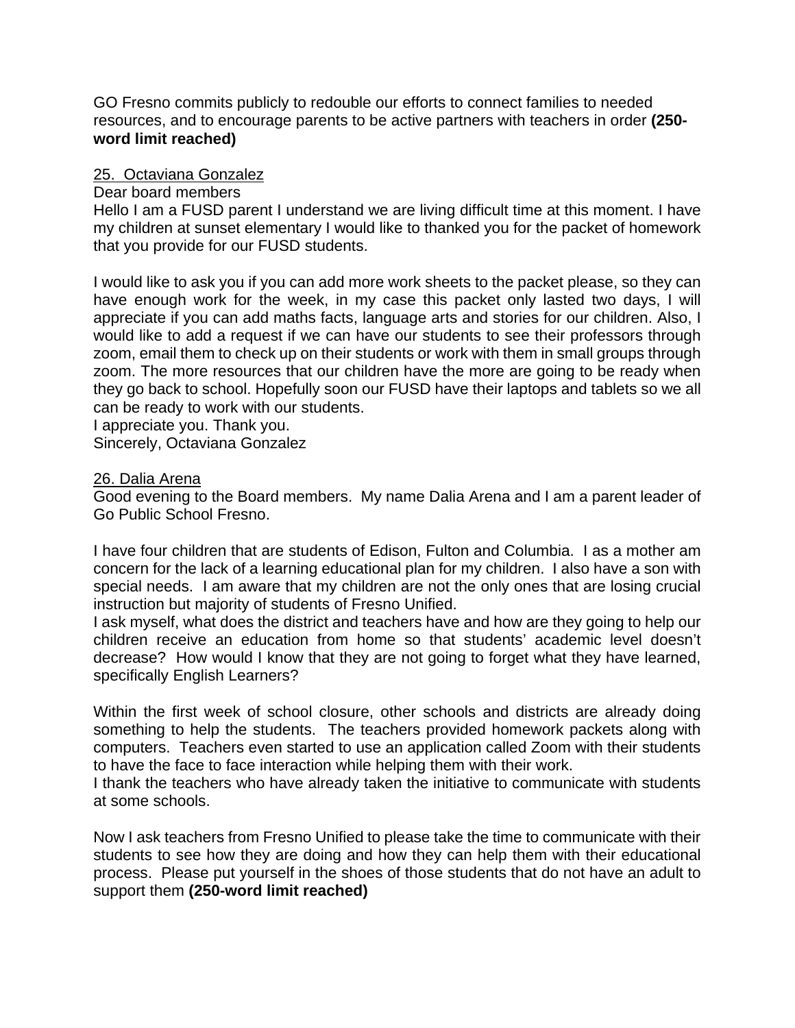GO Fresno commits publicly to redouble our efforts to connect families to needed resources, and to encourage parents to be active partners with teachers in order **(250-word limit reached)**

25. Octaviana Gonzalez

Dear board members

Hello I am a FUSD parent I understand we are living difficult time at this moment. I have my children at sunset elementary I would like to thanked you for the packet of homework that you provide for our FUSD students.

I would like to ask you if you can add more work sheets to the packet please, so they can have enough work for the week, in my case this packet only lasted two days, I will appreciate if you can add maths facts, language arts and stories for our children. Also, I would like to add a request if we can have our students to see their professors through zoom, email them to check up on their students or work with them in small groups through zoom. The more resources that our children have the more are going to be ready when they go back to school. Hopefully soon our FUSD have their laptops and tablets so we all can be ready to work with our students.

I appreciate you. Thank you.

Sincerely, Octaviana Gonzalez

26. Dalia Arena

Good evening to the Board members. My name Dalia Arena and I am a parent leader of Go Public School Fresno.

I have four children that are students of Edison, Fulton and Columbia. I as a mother am concern for the lack of a learning educational plan for my children. I also have a son with special needs. I am aware that my children are not the only ones that are losing crucial instruction but majority of students of Fresno Unified.

I ask myself, what does the district and teachers have and how are they going to help our children receive an education from home so that students' academic level doesn't decrease? How would I know that they are not going to forget what they have learned, specifically English Learners?

Within the first week of school closure, other schools and districts are already doing something to help the students. The teachers provided homework packets along with computers. Teachers even started to use an application called Zoom with their students to have the face to face interaction while helping them with their work.

I thank the teachers who have already taken the initiative to communicate with students at some schools.

Now I ask teachers from Fresno Unified to please take the time to communicate with their students to see how they are doing and how they can help them with their educational process. Please put yourself in the shoes of those students that do not have an adult to support them **(250-word limit reached)**